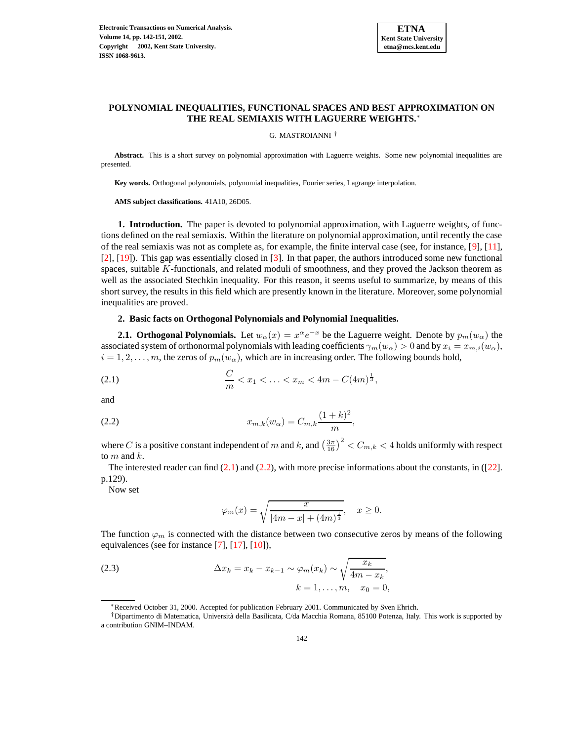# POLYNOMIAL INEQUALITIES, FUNCTIONAL SPACES AND BEST APPROXIMATION ON THE REAL SEMIAXIS WITH LAGUERRE WEIGHTS.*

G. MASTROIANNI †

**Abstract.** This is a short survey on polynomial approximation with Laguerre weights. Some new polynomial inequalities are presented.

**Key words.** Orthogonal polynomials, polynomial inequalities, Fourier series, Lagrange interpolation.

**AMS subject classifications.** 41A10, 26D05.

## 1. Introduction.

The paper is devoted to polynomial approximation, with Laguerre weights, of functions defined on the real semiaxis. Within the literature on polynomial approximation, until recently the case of the real semiaxis was not as complete as, for example, the finite interval case (see, for instance, [9], [11], [2], [19]). This gap was essentially closed in [3]. In that paper, the authors introduced some new functional spaces, suitable $K$-functionals, and related moduli of smoothness, and they proved the Jackson theorem as well as the associated Stechkin inequality. For this reason, it seems useful to summarize, by means of this short survey, the results in this field which are presently known in the literature. Moreover, some polynomial inequalities are proved.

## 2. Basic facts on Orthogonal Polynomials and Polynomial Inequalities.

### 2.1. Orthogonal Polynomials.

Let $w_\alpha(x) = x^\alpha e^{-x}$ be the Laguerre weight. Denote by $p_m(w_\alpha)$ the associated system of orthonormal polynomials with leading coefficients $\gamma_m(w_\alpha) > 0$ and by $x_i = x_{m,i}(w_\alpha)$, $i = 1, 2, \ldots, m$, the zeros of $p_m(w_\alpha)$, which are in increasing order. The following bounds hold,

$$\frac{C}{m} < x_1 < \ldots < x_m < 4m - C(4m)^{\frac{1}{3}}, \tag{2.1}$$

and

$$x_{m,k}(w_\alpha) = C_{m,k}\frac{(1+k)^2}{m}, \tag{2.2}$$

where $C$ is a positive constant independent of $m$ and $k$, and $\left(\frac{3\pi}{16}\right)^2 < C_{m,k} < 4$ holds uniformly with respect to $m$ and $k$.

The interested reader can find (2.1) and (2.2), with more precise informations about the constants, in ([22]. p.129).

Now set

$$\varphi_m(x) = \sqrt{\frac{x}{|4m - x| + (4m)^{\frac{1}{3}}}}, \quad x \geq 0.$$

The function $\varphi_m$ is connected with the distance between two consecutive zeros by means of the following equivalences (see for instance [7], [17], [10]),

$$\Delta x_k = x_k - x_{k-1} \sim \varphi_m(x_k) \sim \sqrt{\frac{x_k}{4m - x_k}}, \tag{2.3}$$
$$k = 1, \ldots, m, \quad x_0 = 0,$$

---

*Received October 31, 2000. Accepted for publication February 2001. Communicated by Sven Ehrich.

†Dipartimento di Matematica, Università della Basilicata, C/da Macchia Romana, 85100 Potenza, Italy. This work is supported by a contribution GNIM–INDAM.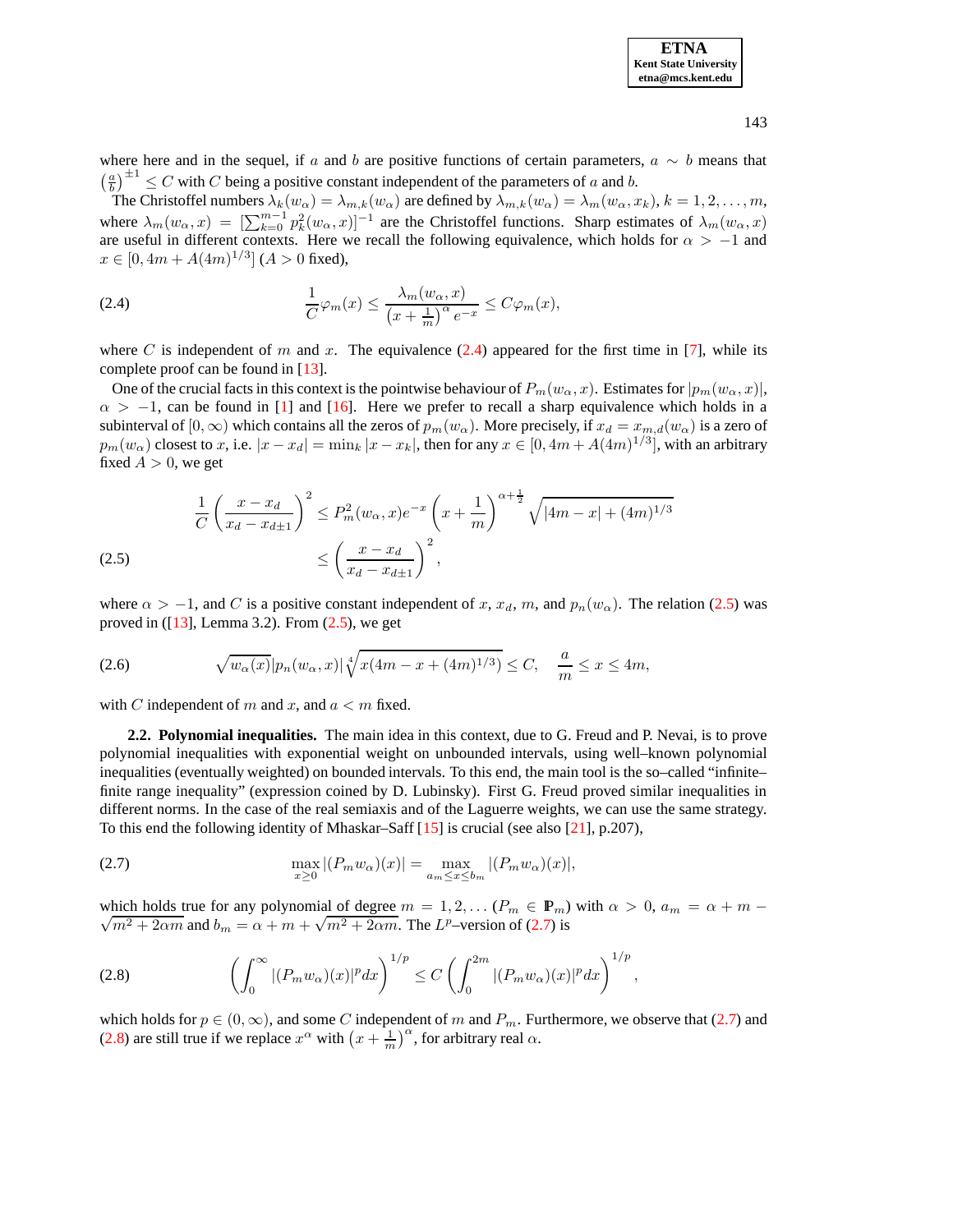where here and in the sequel, if $a$ and $b$ are positive functions of certain parameters, $a \sim b$ means that $\left(\frac{a}{b}\right)^{\pm 1} \leq C$ with $C$ being a positive constant independent of the parameters of $a$ and $b$.

The Christoffel numbers $\lambda_k(w_\alpha) = \lambda_{m,k}(w_\alpha)$ are defined by $\lambda_{m,k}(w_\alpha) = \lambda_m(w_\alpha, x_k)$, $k = 1, 2, \ldots, m$, where $\lambda_m(w_\alpha, x) = [\sum_{k=0}^{m-1} p_k^2(w_\alpha, x)]^{-1}$ are the Christoffel functions. Sharp estimates of $\lambda_m(w_\alpha, x)$ are useful in different contexts. Here we recall the following equivalence, which holds for $\alpha > -1$ and $x \in [0, 4m + A(4m)^{1/3}]$ ($A > 0$ fixed),

$$\frac{1}{C}\varphi_m(x) \leq \frac{\lambda_m(w_\alpha, x)}{\left(x + \frac{1}{m}\right)^\alpha e^{-x}} \leq C\varphi_m(x), \tag{2.4}$$

where $C$ is independent of $m$ and $x$. The equivalence (2.4) appeared for the first time in [7], while its complete proof can be found in [13].

One of the crucial facts in this context is the pointwise behaviour of $P_m(w_\alpha, x)$. Estimates for $|p_m(w_\alpha, x)|$, $\alpha > -1$, can be found in [1] and [16]. Here we prefer to recall a sharp equivalence which holds in a subinterval of $[0, \infty)$ which contains all the zeros of $p_m(w_\alpha)$. More precisely, if $x_d = x_{m,d}(w_\alpha)$ is a zero of $p_m(w_\alpha)$ closest to $x$, i.e. $|x - x_d| = \min_k |x - x_k|$, then for any $x \in [0, 4m + A(4m)^{1/3}]$, with an arbitrary fixed $A > 0$, we get

$$\begin{aligned} \frac{1}{C}\left(\frac{x - x_d}{x_d - x_{d\pm 1}}\right)^2 &\leq P_m^2(w_\alpha, x)e^{-x}\left(x + \frac{1}{m}\right)^{\alpha + \frac{1}{2}}\sqrt{|4m - x| + (4m)^{1/3}} \\ &\leq \left(\frac{x - x_d}{x_d - x_{d\pm 1}}\right)^2, \end{aligned} \tag{2.5}$$

where $\alpha > -1$, and $C$ is a positive constant independent of $x$, $x_d$, $m$, and $p_n(w_\alpha)$. The relation (2.5) was proved in ([13], Lemma 3.2). From (2.5), we get

$$\sqrt{w_\alpha(x)}|p_n(w_\alpha, x)|\sqrt[4]{x(4m - x + (4m)^{1/3})} \leq C, \quad \frac{a}{m} \leq x \leq 4m, \tag{2.6}$$

with $C$ independent of $m$ and $x$, and $a < m$ fixed.

**2.2. Polynomial inequalities.** The main idea in this context, due to G. Freud and P. Nevai, is to prove polynomial inequalities with exponential weight on unbounded intervals, using well–known polynomial inequalities (eventually weighted) on bounded intervals. To this end, the main tool is the so–called "infinite–finite range inequality" (expression coined by D. Lubinsky). First G. Freud proved similar inequalities in different norms. In the case of the real semiaxis and of the Laguerre weights, we can use the same strategy. To this end the following identity of Mhaskar–Saff [15] is crucial (see also [21], p.207),

$$\max_{x \geq 0} |(P_m w_\alpha)(x)| = \max_{a_m \leq x \leq b_m} |(P_m w_\alpha)(x)|, \tag{2.7}$$

which holds true for any polynomial of degree $m = 1, 2, \ldots$ ($P_m \in \mathbb{P}_m$) with $\alpha > 0$, $a_m = \alpha + m - \sqrt{m^2 + 2\alpha m}$ and $b_m = \alpha + m + \sqrt{m^2 + 2\alpha m}$. The $L^p$–version of (2.7) is

$$\left(\int_0^\infty |(P_m w_\alpha)(x)|^p dx\right)^{1/p} \leq C\left(\int_0^{2m} |(P_m w_\alpha)(x)|^p dx\right)^{1/p}, \tag{2.8}$$

which holds for $p \in (0, \infty)$, and some $C$ independent of $m$ and $P_m$. Furthermore, we observe that (2.7) and (2.8) are still true if we replace $x^\alpha$ with $\left(x + \frac{1}{m}\right)^\alpha$, for arbitrary real $\alpha$.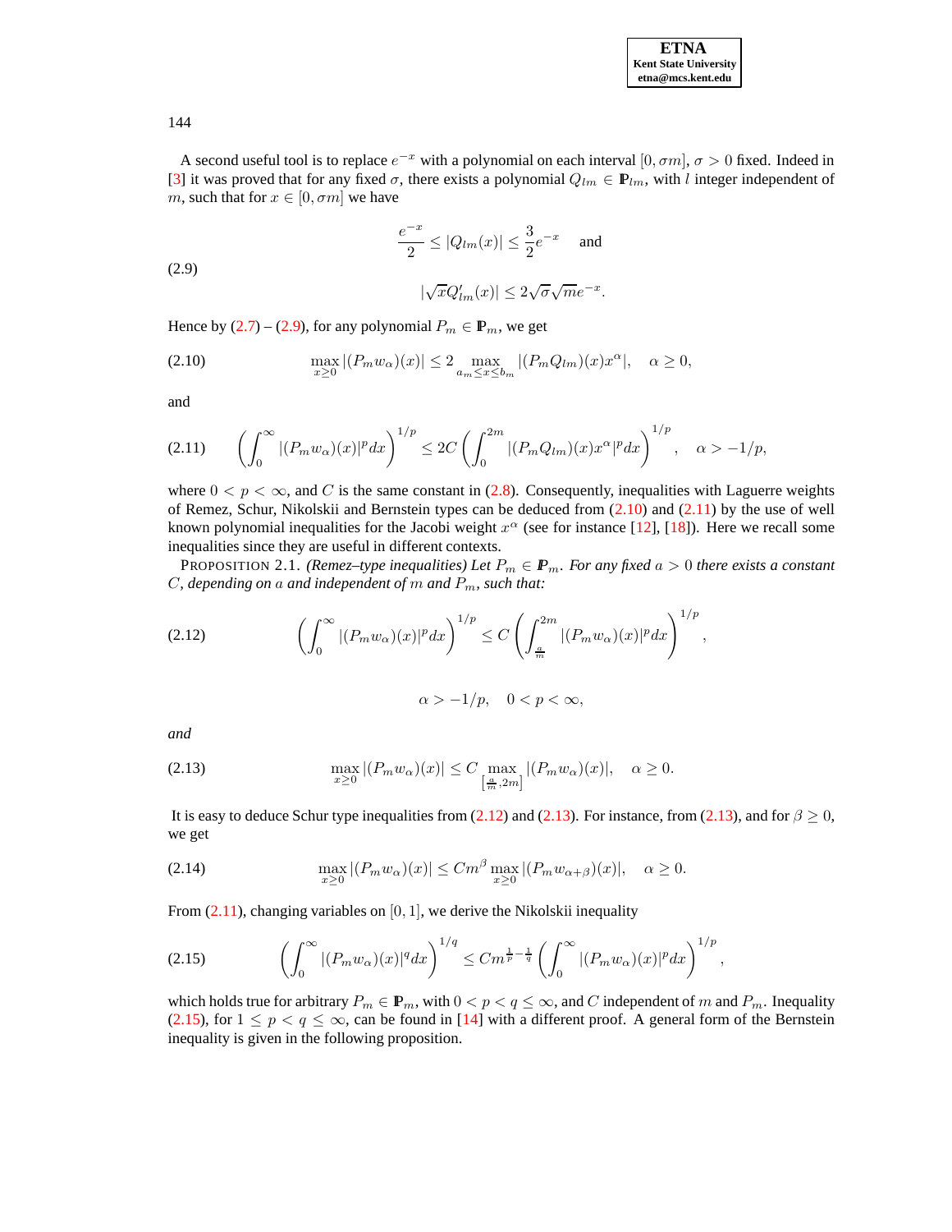A second useful tool is to replace $e^{-x}$ with a polynomial on each interval $[0, \sigma m]$, $\sigma > 0$ fixed. Indeed in [3] it was proved that for any fixed $\sigma$, there exists a polynomial $Q_{lm} \in \mathbb{P}_{lm}$, with $l$ integer independent of $m$, such that for $x \in [0, \sigma m]$ we have

$$
\frac{e^{-x}}{2} \leq |Q_{lm}(x)| \leq \frac{3}{2} e^{-x} \quad \text{and}
$$

$$
(2.9) \qquad |\sqrt{x} Q'_{lm}(x)| \leq 2\sqrt{\sigma}\sqrt{m} e^{-x}.
$$

Hence by (2.7) – (2.9), for any polynomial $P_m \in \mathbb{P}_m$, we get

$$
(2.10) \qquad \max_{x \geq 0} |(P_m w_\alpha)(x)| \leq 2 \max_{a_m \leq x \leq b_m} |(P_m Q_{lm})(x) x^\alpha|, \quad \alpha \geq 0,
$$

and

$$
(2.11) \qquad \left( \int_0^\infty |(P_m w_\alpha)(x)|^p dx \right)^{1/p} \leq 2C \left( \int_0^{2m} |(P_m Q_{lm})(x) x^\alpha|^p dx \right)^{1/p}, \quad \alpha > -1/p,
$$

where $0 < p < \infty$, and $C$ is the same constant in (2.8). Consequently, inequalities with Laguerre weights of Remez, Schur, Nikolskii and Bernstein types can be deduced from (2.10) and (2.11) by the use of well known polynomial inequalities for the Jacobi weight $x^\alpha$ (see for instance [12], [18]). Here we recall some inequalities since they are useful in different contexts.

PROPOSITION 2.1. *(Remez–type inequalities) Let $P_m \in \mathbb{P}_m$. For any fixed $a > 0$ there exists a constant $C$, depending on $a$ and independent of $m$ and $P_m$, such that:*

$$
(2.12) \qquad \left( \int_0^\infty |(P_m w_\alpha)(x)|^p dx \right)^{1/p} \leq C \left( \int_{\frac{a}{m}}^{2m} |(P_m w_\alpha)(x)|^p dx \right)^{1/p},
$$

$$
\alpha > -1/p, \quad 0 < p < \infty,
$$

*and*

$$
(2.13) \qquad \max_{x \geq 0} |(P_m w_\alpha)(x)| \leq C \max_{\left[\frac{a}{m}, 2m\right]} |(P_m w_\alpha)(x)|, \quad \alpha \geq 0.
$$

It is easy to deduce Schur type inequalities from (2.12) and (2.13). For instance, from (2.13), and for $\beta \geq 0$, we get

$$
(2.14) \qquad \max_{x \geq 0} |(P_m w_\alpha)(x)| \leq C m^\beta \max_{x \geq 0} |(P_m w_{\alpha+\beta})(x)|, \quad \alpha \geq 0.
$$

From (2.11), changing variables on $[0, 1]$, we derive the Nikolskii inequality

$$
(2.15) \qquad \left( \int_0^\infty |(P_m w_\alpha)(x)|^q dx \right)^{1/q} \leq C m^{\frac{1}{p} - \frac{1}{q}} \left( \int_0^\infty |(P_m w_\alpha)(x)|^p dx \right)^{1/p},
$$

which holds true for arbitrary $P_m \in \mathbb{P}_m$, with $0 < p < q \leq \infty$, and $C$ independent of $m$ and $P_m$. Inequality (2.15), for $1 \leq p < q \leq \infty$, can be found in [14] with a different proof. A general form of the Bernstein inequality is given in the following proposition.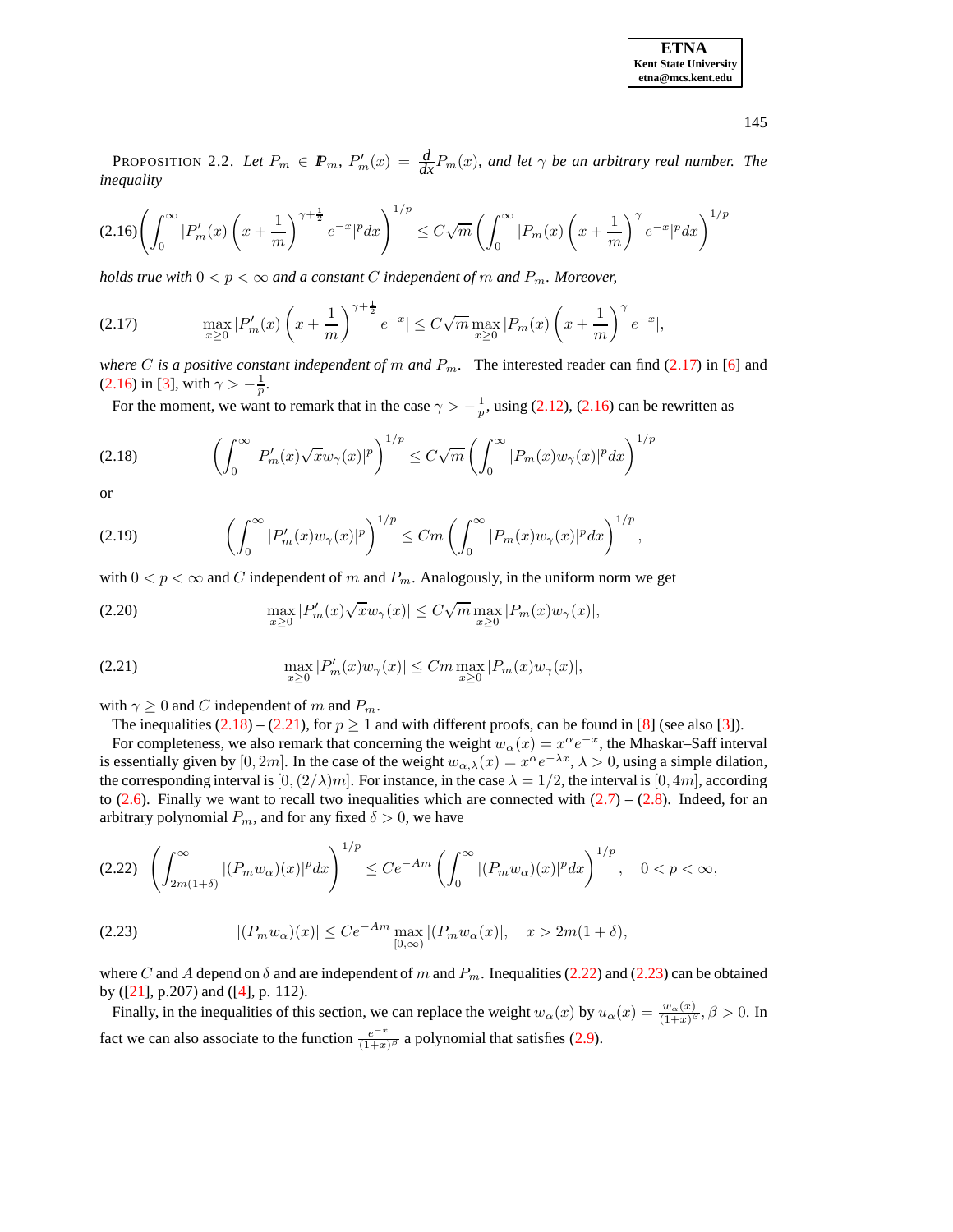PROPOSITION 2.2. *Let $P_m \in \mathbb{P}_m$, $P_m'(x) = \frac{d}{dx}P_m(x)$, and let $\gamma$ be an arbitrary real number. The inequality*

$$\left(\int_0^\infty \left|P_m'(x)\left(x+\frac{1}{m}\right)^{\gamma+\frac{1}{2}} e^{-x}\right|^p dx\right)^{1/p} \le C\sqrt{m}\left(\int_0^\infty \left|P_m(x)\left(x+\frac{1}{m}\right)^{\gamma} e^{-x}\right|^p dx\right)^{1/p} \tag{2.16}$$

*holds true with $0 < p < \infty$ and a constant $C$ independent of $m$ and $P_m$. Moreover,*

$$\max_{x\ge 0}\left|P_m'(x)\left(x+\frac{1}{m}\right)^{\gamma+\frac{1}{2}} e^{-x}\right| \le C\sqrt{m}\max_{x\ge 0}\left|P_m(x)\left(x+\frac{1}{m}\right)^{\gamma} e^{-x}\right|, \tag{2.17}$$

*where $C$ is a positive constant independent of $m$ and $P_m$.* The interested reader can find (2.17) in [6] and (2.16) in [3], with $\gamma > -\frac{1}{p}$.

For the moment, we want to remark that in the case $\gamma > -\frac{1}{p}$, using (2.12), (2.16) can be rewritten as

$$\left(\int_0^\infty |P_m'(x)\sqrt{x}w_\gamma(x)|^p\right)^{1/p} \le C\sqrt{m}\left(\int_0^\infty |P_m(x)w_\gamma(x)|^p dx\right)^{1/p} \tag{2.18}$$

or

$$\left(\int_0^\infty |P_m'(x)w_\gamma(x)|^p\right)^{1/p} \le Cm\left(\int_0^\infty |P_m(x)w_\gamma(x)|^p dx\right)^{1/p}, \tag{2.19}$$

with $0 < p < \infty$ and $C$ independent of $m$ and $P_m$. Analogously, in the uniform norm we get

$$\max_{x\ge 0}|P_m'(x)\sqrt{x}w_\gamma(x)| \le C\sqrt{m}\max_{x\ge 0}|P_m(x)w_\gamma(x)|, \tag{2.20}$$

$$\max_{x\ge 0}|P_m'(x)w_\gamma(x)| \le Cm\max_{x\ge 0}|P_m(x)w_\gamma(x)|, \tag{2.21}$$

with $\gamma \ge 0$ and $C$ independent of $m$ and $P_m$.

The inequalities (2.18) – (2.21), for $p \ge 1$ and with different proofs, can be found in [8] (see also [3]).

For completeness, we also remark that concerning the weight $w_\alpha(x) = x^\alpha e^{-x}$, the Mhaskar–Saff interval is essentially given by $[0, 2m]$. In the case of the weight $w_{\alpha,\lambda}(x) = x^\alpha e^{-\lambda x}$, $\lambda > 0$, using a simple dilation, the corresponding interval is $[0, (2/\lambda)m]$. For instance, in the case $\lambda = 1/2$, the interval is $[0, 4m]$, according to (2.6). Finally we want to recall two inequalities which are connected with (2.7) – (2.8). Indeed, for an arbitrary polynomial $P_m$, and for any fixed $\delta > 0$, we have

$$\left(\int_{2m(1+\delta)}^\infty |(P_m w_\alpha)(x)|^p dx\right)^{1/p} \le Ce^{-Am}\left(\int_0^\infty |(P_m w_\alpha)(x)|^p dx\right)^{1/p}, \quad 0 < p < \infty, \tag{2.22}$$

$$|(P_m w_\alpha)(x)| \le Ce^{-Am}\max_{[0,\infty)}|(P_m w_\alpha(x)|, \quad x > 2m(1+\delta), \tag{2.23}$$

where $C$ and $A$ depend on $\delta$ and are independent of $m$ and $P_m$. Inequalities (2.22) and (2.23) can be obtained by ([21], p.207) and ([4], p. 112).

Finally, in the inequalities of this section, we can replace the weight $w_\alpha(x)$ by $u_\alpha(x) = \frac{w_\alpha(x)}{(1+x)^\beta}$, $\beta > 0$. In fact we can also associate to the function $\frac{e^{-x}}{(1+x)^\beta}$ a polynomial that satisfies (2.9).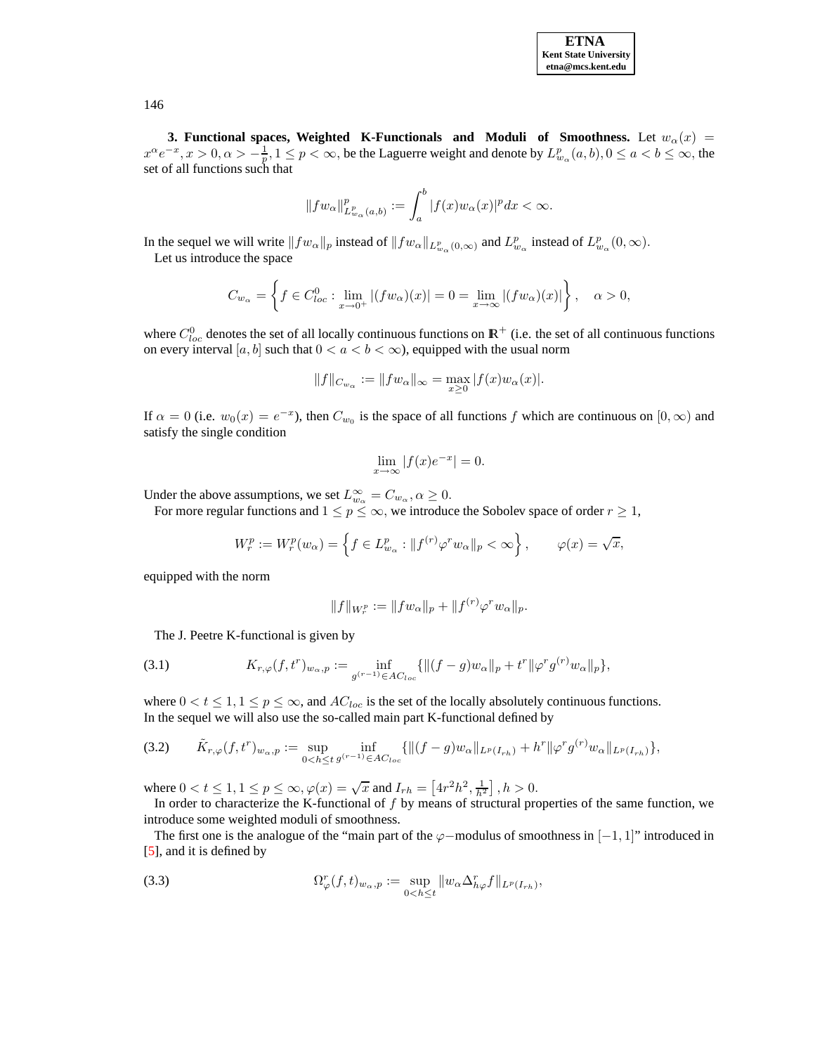**3. Functional spaces, Weighted K-Functionals and Moduli of Smoothness.** Let $w_\alpha(x) = x^\alpha e^{-x}, x > 0, \alpha > -\frac{1}{p}, 1 \le p < \infty$, be the Laguerre weight and denote by $L^p_{w_\alpha}(a,b), 0 \le a < b \le \infty$, the set of all functions such that

$$\|fw_\alpha\|^p_{L^p_{w_\alpha}(a,b)} := \int_a^b |f(x)w_\alpha(x)|^p dx < \infty.$$

In the sequel we will write $\|fw_\alpha\|_p$ instead of $\|fw_\alpha\|_{L^p_{w_\alpha}(0,\infty)}$ and $L^p_{w_\alpha}$ instead of $L^p_{w_\alpha}(0,\infty)$.

Let us introduce the space

$$C_{w_\alpha} = \left\{ f \in C^0_{loc} : \lim_{x\to 0^+} |(fw_\alpha)(x)| = 0 = \lim_{x\to\infty} |(fw_\alpha)(x)| \right\}, \quad \alpha > 0,$$

where $C^0_{loc}$ denotes the set of all locally continuous functions on $\mathbb{R}^+$ (i.e. the set of all continuous functions on every interval $[a,b]$ such that $0 < a < b < \infty$), equipped with the usual norm

$$\|f\|_{C_{w_\alpha}} := \|fw_\alpha\|_\infty = \max_{x\ge 0} |f(x)w_\alpha(x)|.$$

If $\alpha = 0$ (i.e. $w_0(x) = e^{-x}$), then $C_{w_0}$ is the space of all functions $f$ which are continuous on $[0,\infty)$ and satisfy the single condition

$$\lim_{x\to\infty} |f(x)e^{-x}| = 0.$$

Under the above assumptions, we set $L^\infty_{w_\alpha} = C_{w_\alpha}, \alpha \ge 0$.

For more regular functions and $1 \le p \le \infty$, we introduce the Sobolev space of order $r \ge 1$,

$$W^p_r := W^p_r(w_\alpha) = \left\{ f \in L^p_{w_\alpha} : \|f^{(r)}\varphi^r w_\alpha\|_p < \infty \right\}, \qquad \varphi(x) = \sqrt{x},$$

equipped with the norm

$$\|f\|_{W^p_r} := \|fw_\alpha\|_p + \|f^{(r)}\varphi^r w_\alpha\|_p.$$

The J. Peetre K-functional is given by

$$K_{r,\varphi}(f,t^r)_{w_\alpha,p} := \inf_{g^{(r-1)}\in AC_{loc}} \{\|(f-g)w_\alpha\|_p + t^r\|\varphi^r g^{(r)} w_\alpha\|_p\}, \tag{3.1}$$

where $0 < t \le 1, 1 \le p \le \infty$, and $AC_{loc}$ is the set of the locally absolutely continuous functions.
In the sequel we will also use the so-called main part K-functional defined by

$$\tilde{K}_{r,\varphi}(f,t^r)_{w_\alpha,p} := \sup_{0<h\le t} \inf_{g^{(r-1)}\in AC_{loc}} \{\|(f-g)w_\alpha\|_{L^p(I_{rh})} + h^r\|\varphi^r g^{(r)} w_\alpha\|_{L^p(I_{rh})}\}, \tag{3.2}$$

where $0 < t \le 1, 1 \le p \le \infty, \varphi(x) = \sqrt{x}$ and $I_{rh} = \left[4r^2h^2, \frac{1}{h^2}\right], h > 0$.

In order to characterize the K-functional of $f$ by means of structural properties of the same function, we introduce some weighted moduli of smoothness.

The first one is the analogue of the "main part of the $\varphi-$modulus of smoothness in $[-1,1]$" introduced in [5], and it is defined by

$$\Omega^r_\varphi(f,t)_{w_\alpha,p} := \sup_{0<h\le t} \|w_\alpha \Delta^r_{h\varphi} f\|_{L^p(I_{rh})}, \tag{3.3}$$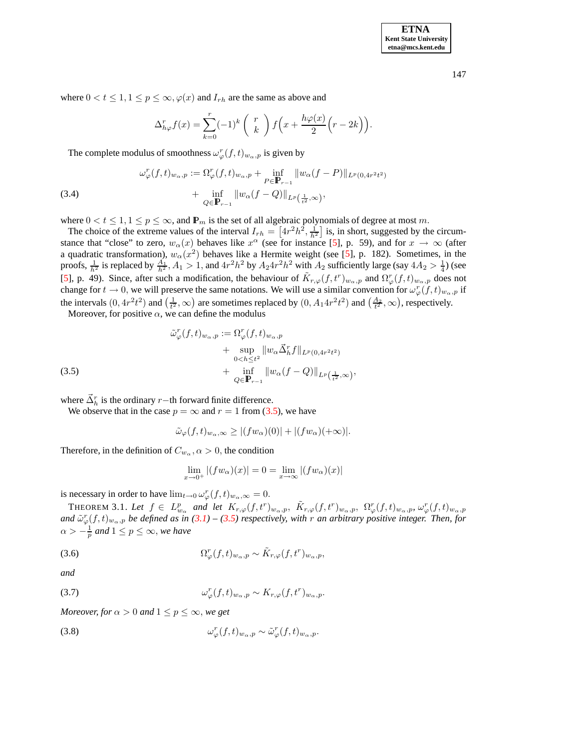where $0 < t \leq 1, 1 \leq p \leq \infty, \varphi(x)$ and $I_{rh}$ are the same as above and

$$\Delta^r_{h\varphi} f(x) = \sum_{k=0}^{r} (-1)^k \binom{r}{k} f\Big(x + \frac{h\varphi(x)}{2}\Big(r - 2k\Big)\Big).$$

The complete modulus of smoothness $\omega^r_\varphi(f,t)_{w_\alpha,p}$ is given by

$$\begin{aligned} \omega^r_\varphi(f,t)_{w_\alpha,p} := \Omega^r_\varphi(f,t)_{w_\alpha,p} &+ \inf_{P\in\mathbb{P}_{r-1}} \|w_\alpha(f-P)\|_{L^p(0,4r^2t^2)} \\ &+ \inf_{Q\in\mathbb{P}_{r-1}} \|w_\alpha(f-Q)\|_{L^p\left(\frac{1}{t^2},\infty\right)}, \end{aligned} \tag{3.4}$$

where $0 < t \leq 1, 1 \leq p \leq \infty$, and $\mathbb{P}_m$ is the set of all algebraic polynomials of degree at most $m$.

The choice of the extreme values of the interval $I_{rh} = \left[4r^2h^2, \frac{1}{h^2}\right]$ is, in short, suggested by the circumstance that "close" to zero, $w_\alpha(x)$ behaves like $x^\alpha$ (see for instance [5], p. 59), and for $x \to \infty$ (after a quadratic transformation), $w_\alpha(x^2)$ behaves like a Hermite weight (see [5], p. 182). Sometimes, in the proofs, $\frac{1}{h^2}$ is replaced by $\frac{A_1}{h^2}, A_1 > 1$, and $4r^2h^2$ by $A_2 4r^2h^2$ with $A_2$ sufficiently large (say $4A_2 > \frac{1}{4}$) (see [5], p. 49). Since, after such a modification, the behaviour of $\tilde{K}_{r,\varphi}(f,t^r)_{w_\alpha,p}$ and $\Omega^r_\varphi(f,t)_{w_\alpha,p}$ does not change for $t \to 0$, we will preserve the same notations. We will use a similar convention for $\omega^r_\varphi(f,t)_{w_\alpha,p}$ if the intervals $(0, 4r^2t^2)$ and $\left(\frac{1}{t^2},\infty\right)$ are sometimes replaced by $(0, A_1 4r^2t^2)$ and $\left(\frac{A_2}{t^2},\infty\right)$, respectively.

Moreover, for positive $\alpha$, we can define the modulus

$$\begin{aligned} \tilde{\omega}^r_\varphi(f,t)_{w_\alpha,p} := &\ \Omega^r_\varphi(f,t)_{w_\alpha,p} \\ &+ \sup_{0<h\leq t^2} \|w_\alpha \vec{\Delta}^r_h f\|_{L^p(0,4r^2t^2)} \\ &+ \inf_{Q\in\mathbb{P}_{r-1}} \|w_\alpha(f-Q)\|_{L^p\left(\frac{1}{t^2},\infty\right)}, \end{aligned} \tag{3.5}$$

where $\vec{\Delta}^r_h$ is the ordinary $r-$th forward finite difference.

We observe that in the case $p = \infty$ and $r = 1$ from (3.5), we have

$$\tilde{\omega}_\varphi(f,t)_{w_\alpha,\infty} \geq |(fw_\alpha)(0)| + |(fw_\alpha)(+\infty)|.$$

Therefore, in the definition of $C_{w_\alpha}, \alpha > 0$, the condition

$$\lim_{x\to 0^+} |(fw_\alpha)(x)| = 0 = \lim_{x\to\infty} |(fw_\alpha)(x)|$$

is necessary in order to have $\lim_{t\to 0} \omega^r_\varphi(f,t)_{w_\alpha,\infty} = 0$.

THEOREM 3.1. *Let $f \in L^p_{w_\alpha}$ and let $K_{r,\varphi}(f,t^r)_{w_\alpha,p}$, $\tilde{K}_{r,\varphi}(f,t^r)_{w_\alpha,p}$, $\Omega^r_\varphi(f,t)_{w_\alpha,p}$, $\omega^r_\varphi(f,t)_{w_\alpha,p}$ and $\tilde{\omega}^r_\varphi(f,t)_{w_\alpha,p}$ be defined as in (3.1) – (3.5) respectively, with $r$ an arbitrary positive integer. Then, for $\alpha > -\frac{1}{p}$ and $1 \leq p \leq \infty$, we have*

$$\Omega^r_\varphi(f,t)_{w_\alpha,p} \sim \tilde{K}_{r,\varphi}(f,t^r)_{w_\alpha,p}, \tag{3.6}$$

*and*

$$\omega^r_\varphi(f,t)_{w_\alpha,p} \sim K_{r,\varphi}(f,t^r)_{w_\alpha,p}. \tag{3.7}$$

*Moreover, for $\alpha > 0$ and $1 \leq p \leq \infty$, we get*

$$\omega^r_\varphi(f,t)_{w_\alpha,p} \sim \tilde{\omega}^r_\varphi(f,t)_{w_\alpha,p}. \tag{3.8}$$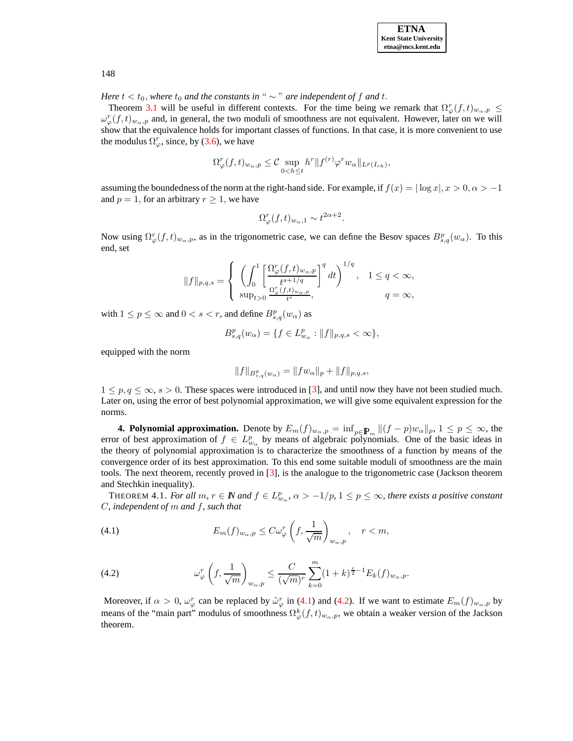*Here $t < t_0$, where $t_0$ and the constants in " $\sim$ " are independent of $f$ and $t$.*

Theorem 3.1 will be useful in different contexts. For the time being we remark that $\Omega_\varphi^r(f,t)_{w_\alpha,p} \leq \omega_\varphi^r(f,t)_{w_\alpha,p}$ and, in general, the two moduli of smoothness are not equivalent. However, later on we will show that the equivalence holds for important classes of functions. In that case, it is more convenient to use the modulus $\Omega_\varphi^r$, since, by (3.6), we have

$$\Omega_\varphi^r(f,t)_{w_\alpha,p} \leq \mathcal{C} \sup_{0<h\leq t} h^r \|f^{(r)}\varphi^r w_\alpha\|_{L^p(I_{rh})},$$

assuming the boundedness of the norm at the right-hand side. For example, if $f(x) = |\log x|, x > 0, \alpha > -1$ and $p = 1$, for an arbitrary $r \geq 1$, we have

$$\Omega_\varphi^r(f,t)_{w_\alpha,1} \sim t^{2\alpha+2}.$$

Now using $\Omega_\varphi^r(f,t)_{w_\alpha,p}$, as in the trigonometric case, we can define the Besov spaces $B_{s,q}^p(w_\alpha)$. To this end, set

$$\|f\|_{p,q,s} = \begin{cases} \left( \displaystyle\int_0^1 \left[ \frac{\Omega_\varphi^r(f,t)_{w_\alpha,p}}{t^{s+1/q}} \right]^q dt \right)^{1/q}, & 1 \leq q < \infty, \\ \sup_{t>0} \frac{\Omega_\varphi^r(f,t)_{w_\alpha,p}}{t^s}, & q = \infty, \end{cases}$$

with $1 \leq p \leq \infty$ and $0 < s < r$, and define $B_{s,q}^p(w_\alpha)$ as

$$B_{s,q}^p(w_\alpha) = \{f \in L_{w_\alpha}^p : \|f\|_{p,q,s} < \infty\},$$

equipped with the norm

$$\|f\|_{B_{s,q}^p(w_\alpha)} = \|fw_\alpha\|_p + \|f\|_{p,q,s},$$

$1 \leq p, q \leq \infty$, $s > 0$. These spaces were introduced in [3], and until now they have not been studied much. Later on, using the error of best polynomial approximation, we will give some equivalent expression for the norms.

**4. Polynomial approximation.** Denote by $E_m(f)_{w_\alpha,p} = \inf_{p\in\mathbb{P}_m} \|(f-p)w_\alpha\|_p$, $1 \leq p \leq \infty$, the error of best approximation of $f \in L_{w_\alpha}^p$ by means of algebraic polynomials. One of the basic ideas in the theory of polynomial approximation is to characterize the smoothness of a function by means of the convergence order of its best approximation. To this end some suitable moduli of smoothness are the main tools. The next theorem, recently proved in [3], is the analogue to the trigonometric case (Jackson theorem and Stechkin inequality).

THEOREM 4.1. *For all $m, r \in \mathbb{N}$ and $f \in L_{w_\alpha}^p$, $\alpha > -1/p$, $1 \leq p \leq \infty$, there exists a positive constant $C$, independent of $m$ and $f$, such that*

$$E_m(f)_{w_\alpha,p} \leq C\omega_\varphi^r\left(f, \frac{1}{\sqrt{m}}\right)_{w_\alpha,p}, \quad r < m, \tag{4.1}$$

$$\omega_\varphi^r\left(f, \frac{1}{\sqrt{m}}\right)_{w_\alpha,p} \leq \frac{C}{(\sqrt{m})^r} \sum_{k=0}^{m} (1+k)^{\frac{r}{2}-1} E_k(f)_{w_\alpha,p}. \tag{4.2}$$

Moreover, if $\alpha > 0$, $\omega_\varphi^r$ can be replaced by $\tilde{\omega}_\varphi^r$ in (4.1) and (4.2). If we want to estimate $E_m(f)_{w_\alpha,p}$ by means of the "main part" modulus of smoothness $\Omega_\varphi^k(f,t)_{w_\alpha,p}$, we obtain a weaker version of the Jackson theorem.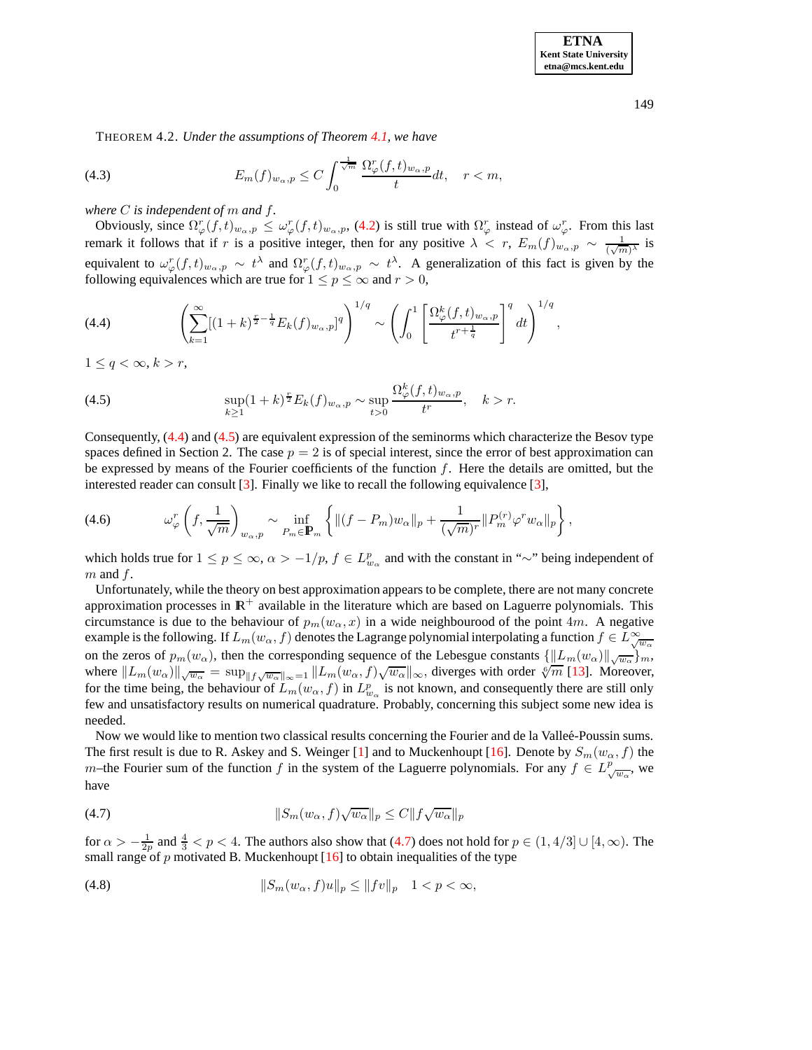THEOREM 4.2. *Under the assumptions of Theorem 4.1, we have*

$$E_m(f)_{w_\alpha,p} \le C \int_0^{\frac{1}{\sqrt{m}}} \frac{\Omega_\varphi^r(f,t)_{w_\alpha,p}}{t} dt, \quad r < m, \tag{4.3}$$

*where $C$ is independent of $m$ and $f$.*

Obviously, since $\Omega_\varphi^r(f,t)_{w_\alpha,p} \le \omega_\varphi^r(f,t)_{w_\alpha,p}$, (4.2) is still true with $\Omega_\varphi^r$ instead of $\omega_\varphi^r$. From this last remark it follows that if $r$ is a positive integer, then for any positive $\lambda < r$, $E_m(f)_{w_\alpha,p} \sim \frac{1}{(\sqrt{m})^\lambda}$ is equivalent to $\omega_\varphi^r(f,t)_{w_\alpha,p} \sim t^\lambda$ and $\Omega_\varphi^r(f,t)_{w_\alpha,p} \sim t^\lambda$. A generalization of this fact is given by the following equivalences which are true for $1 \le p \le \infty$ and $r > 0$,

$$\left( \sum_{k=1}^{\infty} [(1+k)^{\frac{r}{2}-\frac{1}{q}} E_k(f)_{w_\alpha,p}]^q \right)^{1/q} \sim \left( \int_0^1 \left[ \frac{\Omega_\varphi^k(f,t)_{w_\alpha,p}}{t^{r+\frac{1}{q}}} \right]^q dt \right)^{1/q}, \tag{4.4}$$

$1 \le q < \infty$, $k > r$,

$$\sup_{k \ge 1} (1+k)^{\frac{r}{2}} E_k(f)_{w_\alpha,p} \sim \sup_{t>0} \frac{\Omega_\varphi^k(f,t)_{w_\alpha,p}}{t^r}, \quad k > r. \tag{4.5}$$

Consequently, (4.4) and (4.5) are equivalent expression of the seminorms which characterize the Besov type spaces defined in Section 2. The case $p = 2$ is of special interest, since the error of best approximation can be expressed by means of the Fourier coefficients of the function $f$. Here the details are omitted, but the interested reader can consult [3]. Finally we like to recall the following equivalence [3],

$$\omega_\varphi^r \left( f, \frac{1}{\sqrt{m}} \right)_{w_\alpha,p} \sim \inf_{P_m \in \mathbb{P}_m} \left\{ \|(f - P_m) w_\alpha\|_p + \frac{1}{(\sqrt{m})^r} \|P_m^{(r)} \varphi^r w_\alpha\|_p \right\}, \tag{4.6}$$

which holds true for $1 \le p \le \infty$, $\alpha > -1/p$, $f \in L^p_{w_\alpha}$ and with the constant in "$\sim$" being independent of $m$ and $f$.

Unfortunately, while the theory on best approximation appears to be complete, there are not many concrete approximation processes in $\mathbb{R}^+$ available in the literature which are based on Laguerre polynomials. This circumstance is due to the behaviour of $p_m(w_\alpha, x)$ in a wide neighbourood of the point $4m$. A negative example is the following. If $L_m(w_\alpha, f)$ denotes the Lagrange polynomial interpolating a function $f \in L^\infty_{\sqrt{w_\alpha}}$ on the zeros of $p_m(w_\alpha)$, then the corresponding sequence of the Lebesgue constants $\{\|L_m(w_\alpha)\|_{\sqrt{w_\alpha}}\}_m$, where $\|L_m(w_\alpha)\|_{\sqrt{w_\alpha}} = \sup_{\|f\sqrt{w_\alpha}\|_\infty = 1} \|L_m(w_\alpha, f)\sqrt{w_\alpha}\|_\infty$, diverges with order $\sqrt[6]{m}$ [13]. Moreover, for the time being, the behaviour of $L_m(w_\alpha, f)$ in $L^p_{w_\alpha}$ is not known, and consequently there are still only few and unsatisfactory results on numerical quadrature. Probably, concerning this subject some new idea is needed.

Now we would like to mention two classical results concerning the Fourier and de la Valleé-Poussin sums. The first result is due to R. Askey and S. Weinger [1] and to Muckenhoupt [16]. Denote by $S_m(w_\alpha, f)$ the $m$–the Fourier sum of the function $f$ in the system of the Laguerre polynomials. For any $f \in L^p_{\sqrt{w_\alpha}}$, we have

$$\|S_m(w_\alpha, f)\sqrt{w_\alpha}\|_p \le C \|f \sqrt{w_\alpha}\|_p \tag{4.7}$$

for $\alpha > -\frac{1}{2p}$ and $\frac{4}{3} < p < 4$. The authors also show that (4.7) does not hold for $p \in (1, 4/3] \cup [4, \infty)$. The small range of $p$ motivated B. Muckenhoupt [16] to obtain inequalities of the type

$$\|S_m(w_\alpha, f)u\|_p \le \|fv\|_p \quad 1 < p < \infty, \tag{4.8}$$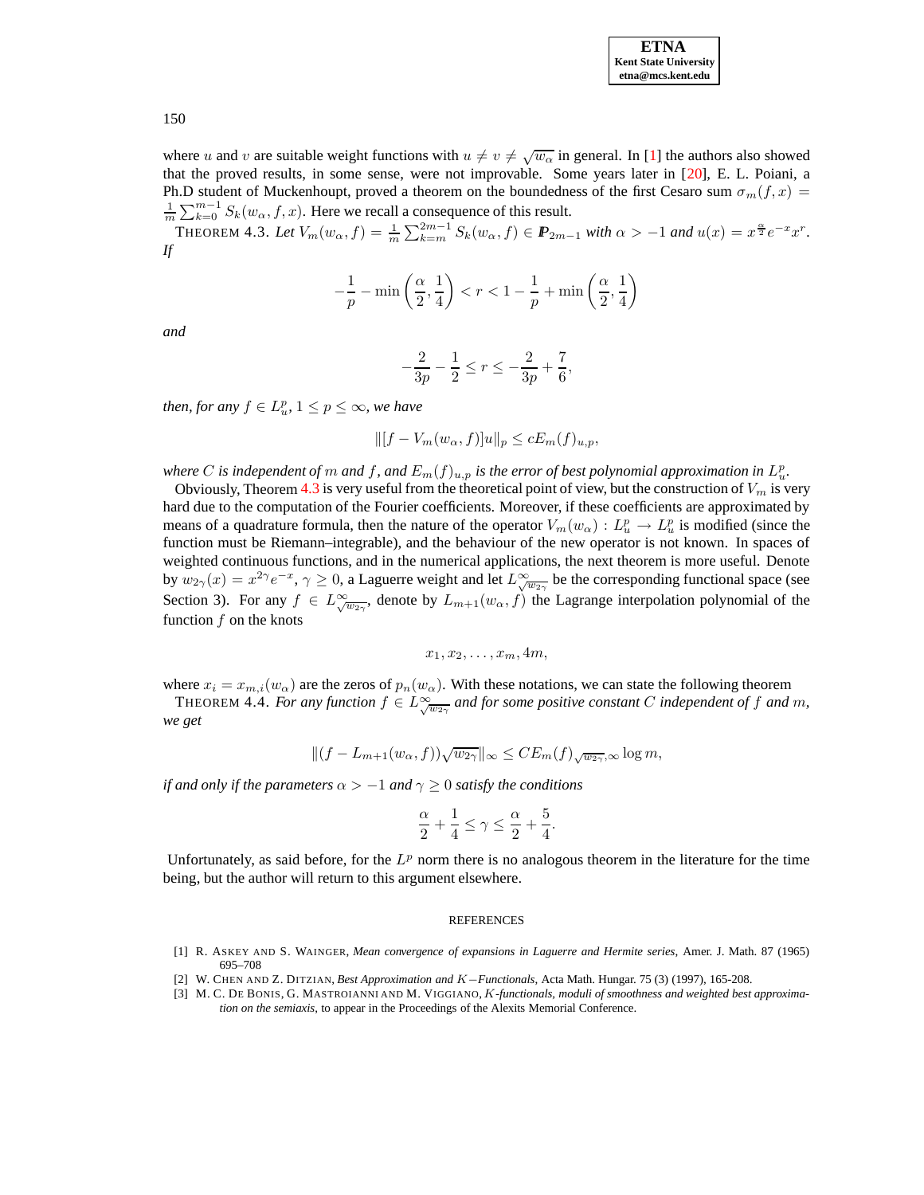where $u$ and $v$ are suitable weight functions with $u \neq v \neq \sqrt{w_\alpha}$ in general. In [1] the authors also showed that the proved results, in some sense, were not improvable. Some years later in [20], E. L. Poiani, a Ph.D student of Muckenhoupt, proved a theorem on the boundedness of the first Cesaro sum $\sigma_m(f,x) = \frac{1}{m}\sum_{k=0}^{m-1} S_k(w_\alpha, f, x)$. Here we recall a consequence of this result.

THEOREM 4.3. *Let* $V_m(w_\alpha, f) = \frac{1}{m}\sum_{k=m}^{2m-1} S_k(w_\alpha, f) \in \mathbb{P}_{2m-1}$ *with* $\alpha > -1$ *and* $u(x) = x^{\frac{\alpha}{2}} e^{-x} x^r$. *If*

$$-\frac{1}{p} - \min\left(\frac{\alpha}{2}, \frac{1}{4}\right) < r < 1 - \frac{1}{p} + \min\left(\frac{\alpha}{2}, \frac{1}{4}\right)$$

*and*

$$-\frac{2}{3p} - \frac{1}{2} \le r \le -\frac{2}{3p} + \frac{7}{6},$$

*then, for any* $f \in L^p_u$, $1 \le p \le \infty$, *we have*

$$\|[f - V_m(w_\alpha, f)]u\|_p \le cE_m(f)_{u,p},$$

*where* $C$ *is independent of* $m$ *and* $f$, *and* $E_m(f)_{u,p}$ *is the error of best polynomial approximation in* $L^p_u$.

Obviously, Theorem 4.3 is very useful from the theoretical point of view, but the construction of $V_m$ is very hard due to the computation of the Fourier coefficients. Moreover, if these coefficients are approximated by means of a quadrature formula, then the nature of the operator $V_m(w_\alpha) : L^p_u \to L^p_u$ is modified (since the function must be Riemann–integrable), and the behaviour of the new operator is not known. In spaces of weighted continuous functions, and in the numerical applications, the next theorem is more useful. Denote by $w_{2\gamma}(x) = x^{2\gamma}e^{-x}$, $\gamma \ge 0$, a Laguerre weight and let $L^\infty_{\sqrt{w_{2\gamma}}}$ be the corresponding functional space (see Section 3). For any $f \in L^\infty_{\sqrt{w_{2\gamma}}}$, denote by $L_{m+1}(w_\alpha, f)$ the Lagrange interpolation polynomial of the function $f$ on the knots

$$x_1, x_2, \ldots, x_m, 4m,$$

where $x_i = x_{m,i}(w_\alpha)$ are the zeros of $p_n(w_\alpha)$. With these notations, we can state the following theorem

THEOREM 4.4. *For any function* $f \in L^\infty_{\sqrt{w_{2\gamma}}}$ *and for some positive constant* $C$ *independent of* $f$ *and* $m$, *we get*

$$\|(f - L_{m+1}(w_\alpha, f))\sqrt{w_{2\gamma}}\|_\infty \le CE_m(f)_{\sqrt{w_{2\gamma}},\infty} \log m,$$

*if and only if the parameters* $\alpha > -1$ *and* $\gamma \ge 0$ *satisfy the conditions*

$$\frac{\alpha}{2} + \frac{1}{4} \le \gamma \le \frac{\alpha}{2} + \frac{5}{4}.$$

Unfortunately, as said before, for the $L^p$ norm there is no analogous theorem in the literature for the time being, but the author will return to this argument elsewhere.

## REFERENCES

[1] R. ASKEY AND S. WAINGER, *Mean convergence of expansions in Laguerre and Hermite series*, Amer. J. Math. 87 (1965) 695–708

[2] W. CHEN AND Z. DITZIAN, *Best Approximation and $K-$Functionals*, Acta Math. Hungar. 75 (3) (1997), 165-208.

[3] M. C. DE BONIS, G. MASTROIANNI AND M. VIGGIANO, *$K$-functionals, moduli of smoothness and weighted best approximation on the semiaxis*, to appear in the Proceedings of the Alexits Memorial Conference.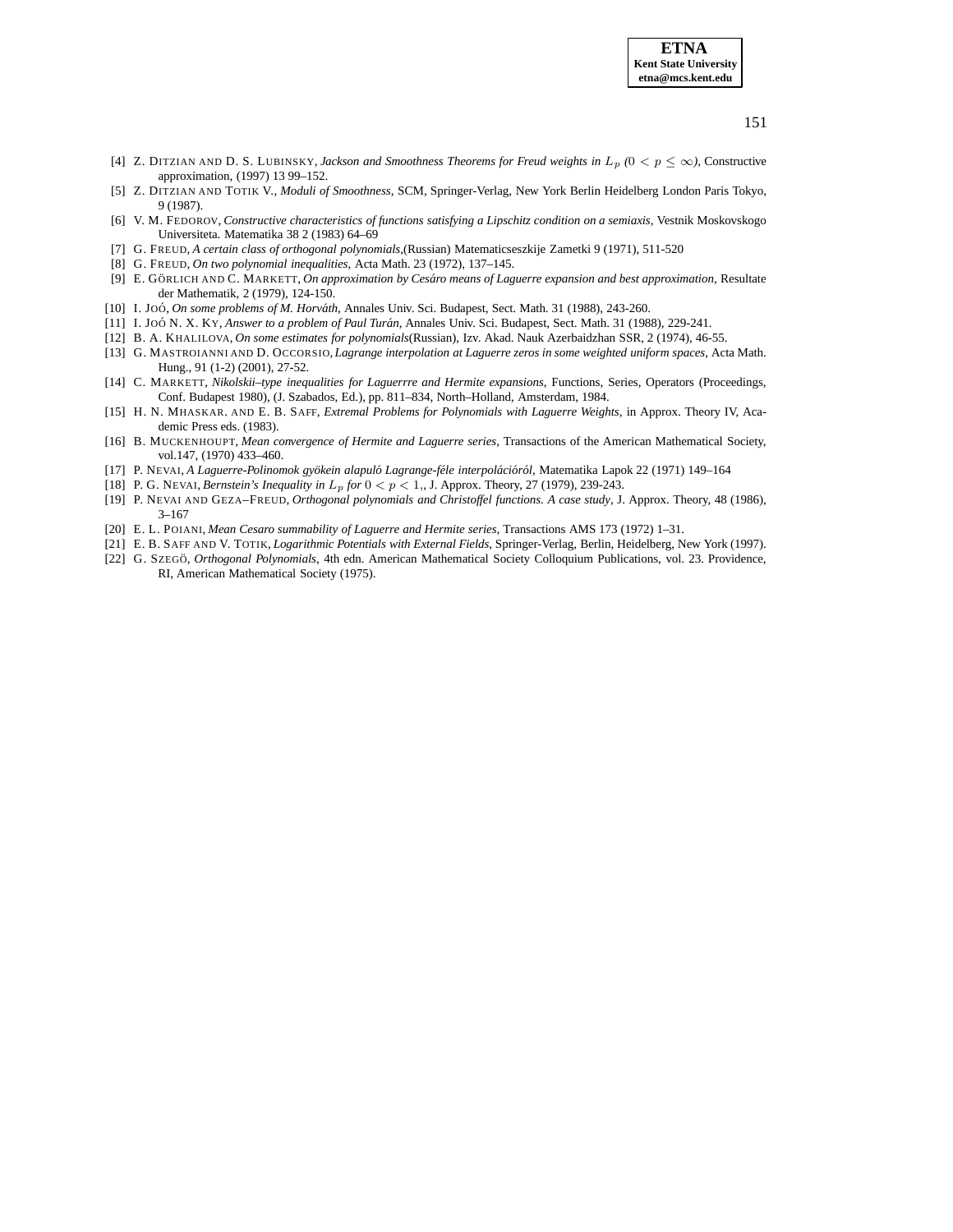[4] Z. DITZIAN AND D. S. LUBINSKY, *Jackson and Smoothness Theorems for Freud weights in $L_p$ ($0 < p \leq \infty$)*, Constructive approximation, (1997) 13 99–152.

[5] Z. DITZIAN AND TOTIK V., *Moduli of Smoothness*, SCM, Springer-Verlag, New York Berlin Heidelberg London Paris Tokyo, 9 (1987).

[6] V. M. FEDOROV, *Constructive characteristics of functions satisfying a Lipschitz condition on a semiaxis*, Vestnik Moskovskogo Universiteta. Matematika 38 2 (1983) 64–69

[7] G. FREUD, *A certain class of orthogonal polynomials*,(Russian) Matematicseszkije Zametki 9 (1971), 511-520

[8] G. FREUD, *On two polynomial inequalities*, Acta Math. 23 (1972), 137–145.

[9] E. GÖRLICH AND C. MARKETT, *On approximation by Cesáro means of Laguerre expansion and best approximation*, Resultate der Mathematik, 2 (1979), 124-150.

[10] I. JOÓ, *On some problems of M. Horváth*, Annales Univ. Sci. Budapest, Sect. Math. 31 (1988), 243-260.

[11] I. JOÓ N. X. KY, *Answer to a problem of Paul Turán*, Annales Univ. Sci. Budapest, Sect. Math. 31 (1988), 229-241.

[12] B. A. KHALILOVA, *On some estimates for polynomials*(Russian), Izv. Akad. Nauk Azerbaidzhan SSR, 2 (1974), 46-55.

[13] G. MASTROIANNI AND D. OCCORSIO, *Lagrange interpolation at Laguerre zeros in some weighted uniform spaces*, Acta Math. Hung., 91 (1-2) (2001), 27-52.

[14] C. MARKETT, *Nikolskii–type inequalities for Laguerrre and Hermite expansions*, Functions, Series, Operators (Proceedings, Conf. Budapest 1980), (J. Szabados, Ed.), pp. 811–834, North–Holland, Amsterdam, 1984.

[15] H. N. MHASKAR. AND E. B. SAFF, *Extremal Problems for Polynomials with Laguerre Weights*, in Approx. Theory IV, Academic Press eds. (1983).

[16] B. MUCKENHOUPT, *Mean convergence of Hermite and Laguerre series*, Transactions of the American Mathematical Society, vol.147, (1970) 433–460.

[17] P. NEVAI, *A Laguerre-Polinomok gyökein alapuló Lagrange-féle interpolációról*, Matematika Lapok 22 (1971) 149–164

[18] P. G. NEVAI, *Bernstein's Inequality in $L_p$ for $0 < p < 1$,*, J. Approx. Theory, 27 (1979), 239-243.

[19] P. NEVAI AND GEZA–FREUD, *Orthogonal polynomials and Christoffel functions. A case study*, J. Approx. Theory, 48 (1986), 3–167

[20] E. L. POIANI, *Mean Cesaro summability of Laguerre and Hermite series*, Transactions AMS 173 (1972) 1–31.

[21] E. B. SAFF AND V. TOTIK, *Logarithmic Potentials with External Fields*, Springer-Verlag, Berlin, Heidelberg, New York (1997).

[22] G. SZEGÖ, *Orthogonal Polynomials*, 4th edn. American Mathematical Society Colloquium Publications, vol. 23. Providence, RI, American Mathematical Society (1975).